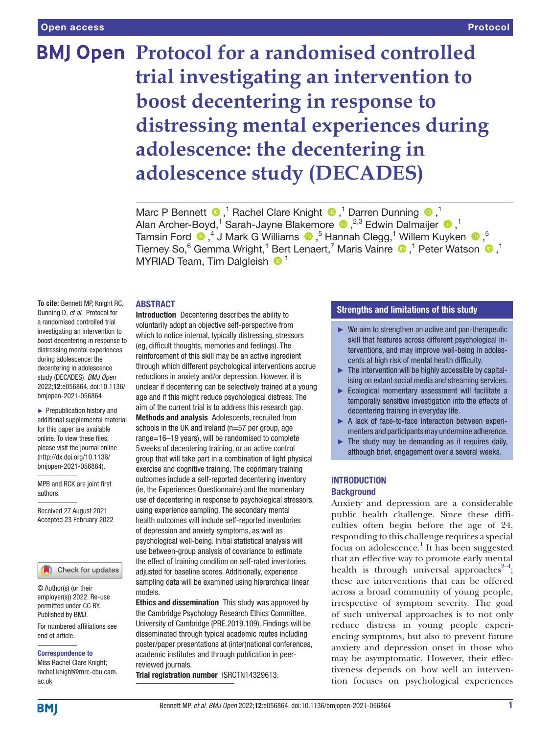Open access | Protocol

# Protocol for a randomised controlled trial investigating an intervention to boost decentering in response to distressing mental experiences during adolescence: the decentering in adolescence study (DECADES)

Marc P Bennett,[1] Rachel Clare Knight,[1] Darren Dunning,[1] Alan Archer-Boyd,[1] Sarah-Jayne Blakemore,[2,3] Edwin Dalmaijer,[1] Tamsin Ford,[4] J Mark G Williams,[5] Hannah Clegg,[1] Willem Kuyken,[5] Tierney So,[6] Gemma Wright,[1] Bert Lenaert,[7] Maris Vainre,[1] Peter Watson,[1] MYRIAD Team, Tim Dalgleish[1]

**To cite:** Bennett MP, Knight RC, Dunning D, *et al*. Protocol for a randomised controlled trial investigating an intervention to boost decentering in response to distressing mental experiences during adolescence: the decentering in adolescence study (DECADES). *BMJ Open* 2022;**12**:e056864. doi:10.1136/bmjopen-2021-056864

► Prepublication history and additional supplemental material for this paper are available online. To view these files, please visit the journal online (http://dx.doi.org/10.1136/bmjopen-2021-056864).

MPB and RCK are joint first authors.

Received 27 August 2021
Accepted 23 February 2022

© Author(s) (or their employer(s)) 2022. Re-use permitted under CC BY. Published by BMJ.

For numbered affiliations see end of article.

**Correspondence to**
Miss Rachel Clare Knight; rachel.knight@mrc-cbu.cam.ac.uk

## ABSTRACT

**Introduction** Decentering describes the ability to voluntarily adopt an objective self-perspective from which to notice internal, typically distressing, stressors (eg, difficult thoughts, memories and feelings). The reinforcement of this skill may be an active ingredient through which different psychological interventions accrue reductions in anxiety and/or depression. However, it is unclear if decentering can be selectively trained at a young age and if this might reduce psychological distress. The aim of the current trial is to address this research gap.

**Methods and analysis** Adolescents, recruited from schools in the UK and Ireland (n=57 per group, age range=16–19 years), will be randomised to complete 5 weeks of decentering training, or an active control group that will take part in a combination of light physical exercise and cognitive training. The coprimary training outcomes include a self-reported decentering inventory (ie, the Experiences Questionnaire) and the momentary use of decentering in response to psychological stressors, using experience sampling. The secondary mental health outcomes will include self-reported inventories of depression and anxiety symptoms, as well as psychological well-being. Initial statistical analysis will use between-group analysis of covariance to estimate the effect of training condition on self-rated inventories, adjusted for baseline scores. Additionally, experience sampling data will be examined using hierarchical linear models.

**Ethics and dissemination** This study was approved by the Cambridge Psychology Research Ethics Committee, University of Cambridge (PRE.2019.109). Findings will be disseminated through typical academic routes including poster/paper presentations at (inter)national conferences, academic institutes and through publication in peer-reviewed journals.

**Trial registration number** ISRCTN14329613.

## Strengths and limitations of this study

- ► We aim to strengthen an active and pan-therapeutic skill that features across different psychological interventions, and may improve well-being in adolescents at high risk of mental health difficulty.
- ► The intervention will be highly accessible by capitalising on extant social media and streaming services.
- ► Ecological momentary assessment will facilitate a temporally sensitive investigation into the effects of decentering training in everyday life.
- ► A lack of face-to-face interaction between experimenters and participants may undermine adherence.
- ► The study may be demanding as it requires daily, although brief, engagement over a several weeks.

## INTRODUCTION

### Background

Anxiety and depression are a considerable public health challenge. Since these difficulties often begin before the age of 24, responding to this challenge requires a special focus on adolescence.[1] It has been suggested that an effective way to promote early mental health is through universal approaches[2–4]; these are interventions that can be offered across a broad community of young people, irrespective of symptom severity. The goal of such universal approaches is to not only reduce distress in young people experiencing symptoms, but also to prevent future anxiety and depression onset in those who may be asymptomatic. However, their effectiveness depends on how well an intervention focuses on psychological experiences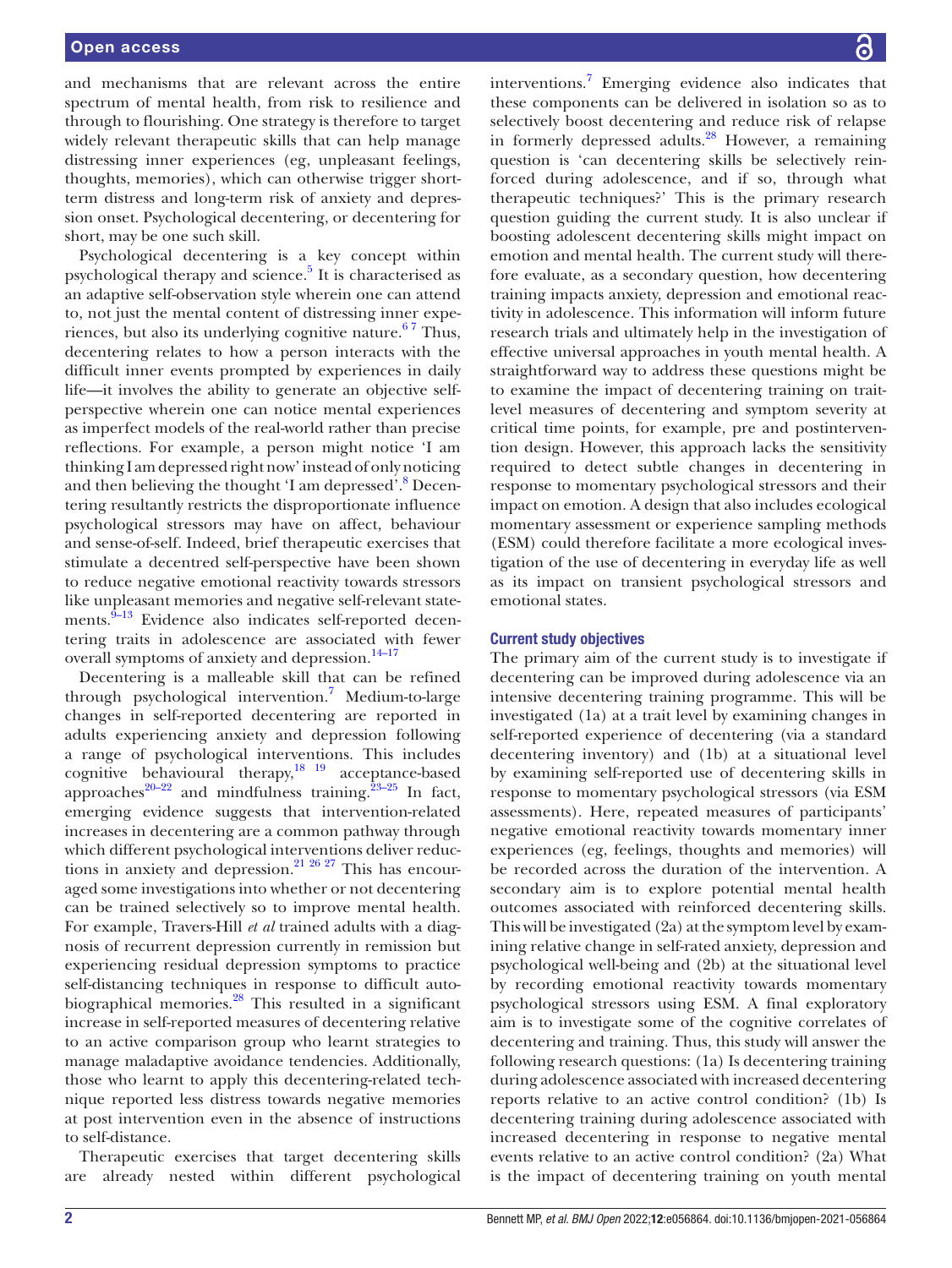and mechanisms that are relevant across the entire spectrum of mental health, from risk to resilience and through to flourishing. One strategy is therefore to target widely relevant therapeutic skills that can help manage distressing inner experiences (eg, unpleasant feelings, thoughts, memories), which can otherwise trigger short-term distress and long-term risk of anxiety and depression onset. Psychological decentering, or decentering for short, may be one such skill.

Psychological decentering is a key concept within psychological therapy and science.[5] It is characterised as an adaptive self-observation style wherein one can attend to, not just the mental content of distressing inner experiences, but also its underlying cognitive nature.[6 7] Thus, decentering relates to how a person interacts with the difficult inner events prompted by experiences in daily life—it involves the ability to generate an objective self-perspective wherein one can notice mental experiences as imperfect models of the real-world rather than precise reflections. For example, a person might notice 'I am thinking I am depressed right now' instead of only noticing and then believing the thought 'I am depressed'.[8] Decentering resultantly restricts the disproportionate influence psychological stressors may have on affect, behaviour and sense-of-self. Indeed, brief therapeutic exercises that stimulate a decentred self-perspective have been shown to reduce negative emotional reactivity towards stressors like unpleasant memories and negative self-relevant statements.[9–13] Evidence also indicates self-reported decentering traits in adolescence are associated with fewer overall symptoms of anxiety and depression.[14–17]

Decentering is a malleable skill that can be refined through psychological intervention.[7] Medium-to-large changes in self-reported decentering are reported in adults experiencing anxiety and depression following a range of psychological interventions. This includes cognitive behavioural therapy,[18 19] acceptance-based approaches[20–22] and mindfulness training.[23–25] In fact, emerging evidence suggests that intervention-related increases in decentering are a common pathway through which different psychological interventions deliver reductions in anxiety and depression.[21 26 27] This has encouraged some investigations into whether or not decentering can be trained selectively so to improve mental health. For example, Travers-Hill *et al* trained adults with a diagnosis of recurrent depression currently in remission but experiencing residual depression symptoms to practice self-distancing techniques in response to difficult autobiographical memories.[28] This resulted in a significant increase in self-reported measures of decentering relative to an active comparison group who learnt strategies to manage maladaptive avoidance tendencies. Additionally, those who learnt to apply this decentering-related technique reported less distress towards negative memories at post intervention even in the absence of instructions to self-distance.

Therapeutic exercises that target decentering skills are already nested within different psychological interventions.[7] Emerging evidence also indicates that these components can be delivered in isolation so as to selectively boost decentering and reduce risk of relapse in formerly depressed adults.[28] However, a remaining question is 'can decentering skills be selectively reinforced during adolescence, and if so, through what therapeutic techniques?' This is the primary research question guiding the current study. It is also unclear if boosting adolescent decentering skills might impact on emotion and mental health. The current study will therefore evaluate, as a secondary question, how decentering training impacts anxiety, depression and emotional reactivity in adolescence. This information will inform future research trials and ultimately help in the investigation of effective universal approaches in youth mental health. A straightforward way to address these questions might be to examine the impact of decentering training on trait-level measures of decentering and symptom severity at critical time points, for example, pre and postintervention design. However, this approach lacks the sensitivity required to detect subtle changes in decentering in response to momentary psychological stressors and their impact on emotion. A design that also includes ecological momentary assessment or experience sampling methods (ESM) could therefore facilitate a more ecological investigation of the use of decentering in everyday life as well as its impact on transient psychological stressors and emotional states.

### Current study objectives

The primary aim of the current study is to investigate if decentering can be improved during adolescence via an intensive decentering training programme. This will be investigated (1a) at a trait level by examining changes in self-reported experience of decentering (via a standard decentering inventory) and (1b) at a situational level by examining self-reported use of decentering skills in response to momentary psychological stressors (via ESM assessments). Here, repeated measures of participants' negative emotional reactivity towards momentary inner experiences (eg, feelings, thoughts and memories) will be recorded across the duration of the intervention. A secondary aim is to explore potential mental health outcomes associated with reinforced decentering skills. This will be investigated (2a) at the symptom level by examining relative change in self-rated anxiety, depression and psychological well-being and (2b) at the situational level by recording emotional reactivity towards momentary psychological stressors using ESM. A final exploratory aim is to investigate some of the cognitive correlates of decentering and training. Thus, this study will answer the following research questions: (1a) Is decentering training during adolescence associated with increased decentering reports relative to an active control condition? (1b) Is decentering training during adolescence associated with increased decentering in response to negative mental events relative to an active control condition? (2a) What is the impact of decentering training on youth mental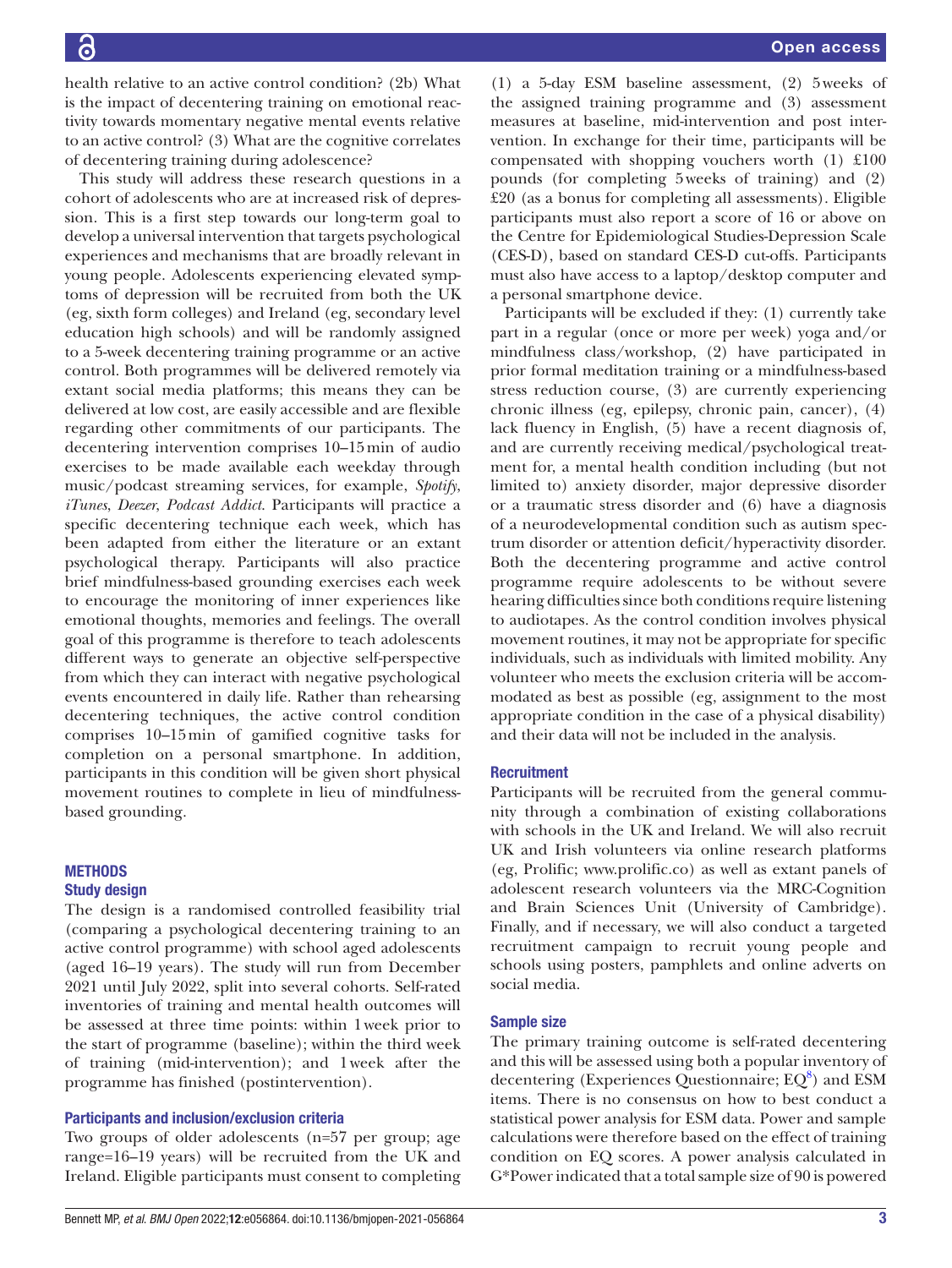health relative to an active control condition? (2b) What is the impact of decentering training on emotional reactivity towards momentary negative mental events relative to an active control? (3) What are the cognitive correlates of decentering training during adolescence?

This study will address these research questions in a cohort of adolescents who are at increased risk of depression. This is a first step towards our long-term goal to develop a universal intervention that targets psychological experiences and mechanisms that are broadly relevant in young people. Adolescents experiencing elevated symptoms of depression will be recruited from both the UK (eg, sixth form colleges) and Ireland (eg, secondary level education high schools) and will be randomly assigned to a 5-week decentering training programme or an active control. Both programmes will be delivered remotely via extant social media platforms; this means they can be delivered at low cost, are easily accessible and are flexible regarding other commitments of our participants. The decentering intervention comprises 10–15 min of audio exercises to be made available each weekday through music/podcast streaming services, for example, *Spotify*, *iTunes*, *Deezer*, *Podcast Addict*. Participants will practice a specific decentering technique each week, which has been adapted from either the literature or an extant psychological therapy. Participants will also practice brief mindfulness-based grounding exercises each week to encourage the monitoring of inner experiences like emotional thoughts, memories and feelings. The overall goal of this programme is therefore to teach adolescents different ways to generate an objective self-perspective from which they can interact with negative psychological events encountered in daily life. Rather than rehearsing decentering techniques, the active control condition comprises 10–15 min of gamified cognitive tasks for completion on a personal smartphone. In addition, participants in this condition will be given short physical movement routines to complete in lieu of mindfulness-based grounding.

## METHODS

### Study design

The design is a randomised controlled feasibility trial (comparing a psychological decentering training to an active control programme) with school aged adolescents (aged 16–19 years). The study will run from December 2021 until July 2022, split into several cohorts. Self-rated inventories of training and mental health outcomes will be assessed at three time points: within 1 week prior to the start of programme (baseline); within the third week of training (mid-intervention); and 1 week after the programme has finished (postintervention).

### Participants and inclusion/exclusion criteria

Two groups of older adolescents (n=57 per group; age range=16–19 years) will be recruited from the UK and Ireland. Eligible participants must consent to completing (1) a 5-day ESM baseline assessment, (2) 5 weeks of the assigned training programme and (3) assessment measures at baseline, mid-intervention and post intervention. In exchange for their time, participants will be compensated with shopping vouchers worth (1) £100 pounds (for completing 5 weeks of training) and (2) £20 (as a bonus for completing all assessments). Eligible participants must also report a score of 16 or above on the Centre for Epidemiological Studies-Depression Scale (CES-D), based on standard CES-D cut-offs. Participants must also have access to a laptop/desktop computer and a personal smartphone device.

Participants will be excluded if they: (1) currently take part in a regular (once or more per week) yoga and/or mindfulness class/workshop, (2) have participated in prior formal meditation training or a mindfulness-based stress reduction course, (3) are currently experiencing chronic illness (eg, epilepsy, chronic pain, cancer), (4) lack fluency in English, (5) have a recent diagnosis of, and are currently receiving medical/psychological treatment for, a mental health condition including (but not limited to) anxiety disorder, major depressive disorder or a traumatic stress disorder and (6) have a diagnosis of a neurodevelopmental condition such as autism spectrum disorder or attention deficit/hyperactivity disorder. Both the decentering programme and active control programme require adolescents to be without severe hearing difficulties since both conditions require listening to audiotapes. As the control condition involves physical movement routines, it may not be appropriate for specific individuals, such as individuals with limited mobility. Any volunteer who meets the exclusion criteria will be accommodated as best as possible (eg, assignment to the most appropriate condition in the case of a physical disability) and their data will not be included in the analysis.

### Recruitment

Participants will be recruited from the general community through a combination of existing collaborations with schools in the UK and Ireland. We will also recruit UK and Irish volunteers via online research platforms (eg, Prolific; www.prolific.co) as well as extant panels of adolescent research volunteers via the MRC-Cognition and Brain Sciences Unit (University of Cambridge). Finally, and if necessary, we will also conduct a targeted recruitment campaign to recruit young people and schools using posters, pamphlets and online adverts on social media.

### Sample size

The primary training outcome is self-rated decentering and this will be assessed using both a popular inventory of decentering (Experiences Questionnaire; EQ[8]) and ESM items. There is no consensus on how to best conduct a statistical power analysis for ESM data. Power and sample calculations were therefore based on the effect of training condition on EQ scores. A power analysis calculated in G*Power indicated that a total sample size of 90 is powered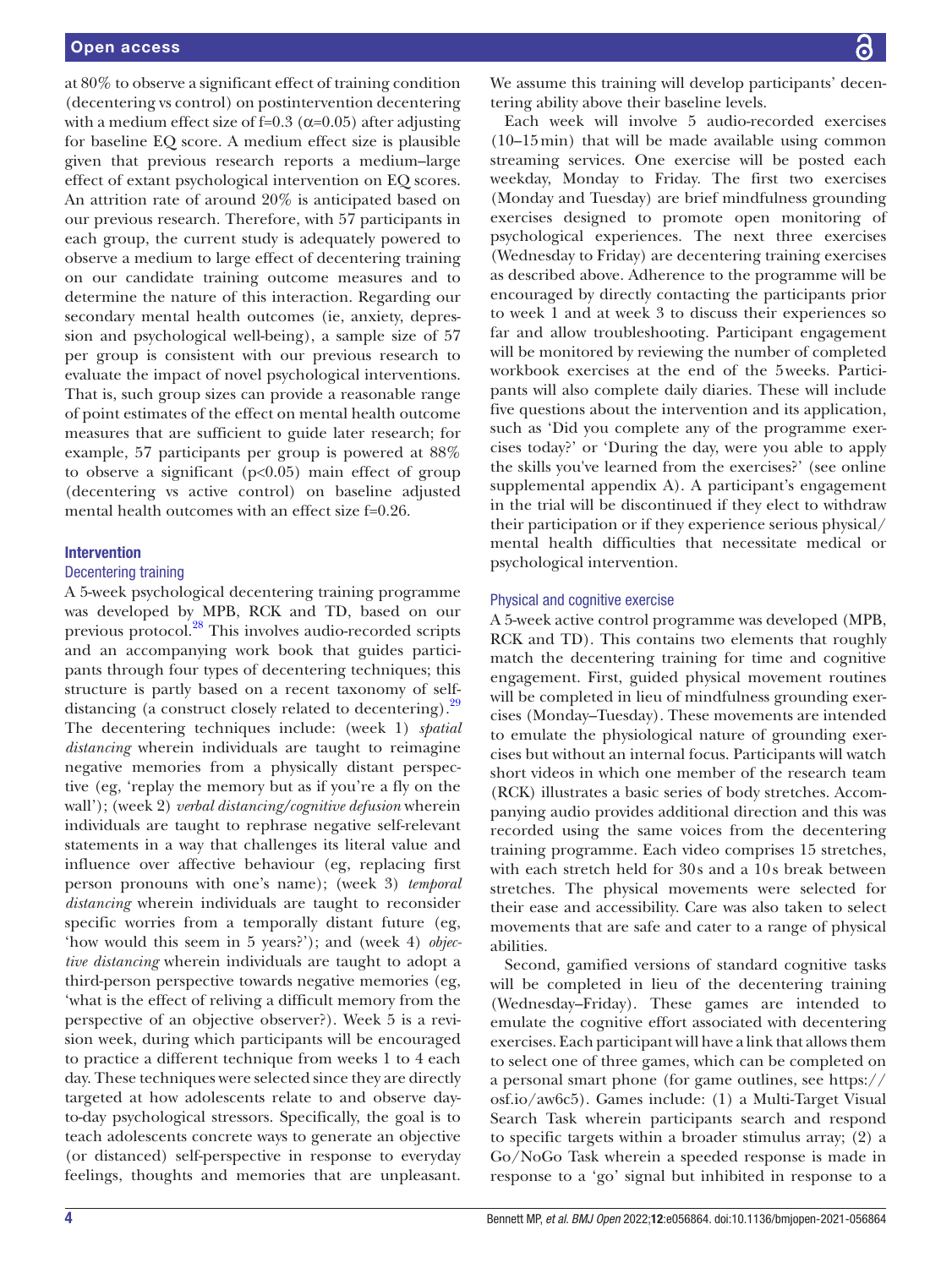at 80% to observe a significant effect of training condition (decentering vs control) on postintervention decentering with a medium effect size of f=0.3 (α=0.05) after adjusting for baseline EQ score. A medium effect size is plausible given that previous research reports a medium–large effect of extant psychological intervention on EQ scores. An attrition rate of around 20% is anticipated based on our previous research. Therefore, with 57 participants in each group, the current study is adequately powered to observe a medium to large effect of decentering training on our candidate training outcome measures and to determine the nature of this interaction. Regarding our secondary mental health outcomes (ie, anxiety, depression and psychological well-being), a sample size of 57 per group is consistent with our previous research to evaluate the impact of novel psychological interventions. That is, such group sizes can provide a reasonable range of point estimates of the effect on mental health outcome measures that are sufficient to guide later research; for example, 57 participants per group is powered at 88% to observe a significant ($p<0.05$) main effect of group (decentering vs active control) on baseline adjusted mental health outcomes with an effect size f=0.26.

## Intervention

### Decentering training

A 5-week psychological decentering training programme was developed by MPB, RCK and TD, based on our previous protocol.[28] This involves audio-recorded scripts and an accompanying work book that guides participants through four types of decentering techniques; this structure is partly based on a recent taxonomy of self-distancing (a construct closely related to decentering).[29] The decentering techniques include: (week 1) *spatial distancing* wherein individuals are taught to reimagine negative memories from a physically distant perspective (eg, 'replay the memory but as if you're a fly on the wall'); (week 2) *verbal distancing/cognitive defusion* wherein individuals are taught to rephrase negative self-relevant statements in a way that challenges its literal value and influence over affective behaviour (eg, replacing first person pronouns with one's name); (week 3) *temporal distancing* wherein individuals are taught to reconsider specific worries from a temporally distant future (eg, 'how would this seem in 5 years?'); and (week 4) *objective distancing* wherein individuals are taught to adopt a third-person perspective towards negative memories (eg, 'what is the effect of reliving a difficult memory from the perspective of an objective observer?). Week 5 is a revision week, during which participants will be encouraged to practice a different technique from weeks 1 to 4 each day. These techniques were selected since they are directly targeted at how adolescents relate to and observe day-to-day psychological stressors. Specifically, the goal is to teach adolescents concrete ways to generate an objective (or distanced) self-perspective in response to everyday feelings, thoughts and memories that are unpleasant. We assume this training will develop participants' decentering ability above their baseline levels.

Each week will involve 5 audio-recorded exercises (10–15 min) that will be made available using common streaming services. One exercise will be posted each weekday, Monday to Friday. The first two exercises (Monday and Tuesday) are brief mindfulness grounding exercises designed to promote open monitoring of psychological experiences. The next three exercises (Wednesday to Friday) are decentering training exercises as described above. Adherence to the programme will be encouraged by directly contacting the participants prior to week 1 and at week 3 to discuss their experiences so far and allow troubleshooting. Participant engagement will be monitored by reviewing the number of completed workbook exercises at the end of the 5 weeks. Participants will also complete daily diaries. These will include five questions about the intervention and its application, such as 'Did you complete any of the programme exercises today?' or 'During the day, were you able to apply the skills you've learned from the exercises?' (see online supplemental appendix A). A participant's engagement in the trial will be discontinued if they elect to withdraw their participation or if they experience serious physical/mental health difficulties that necessitate medical or psychological intervention.

### Physical and cognitive exercise

A 5-week active control programme was developed (MPB, RCK and TD). This contains two elements that roughly match the decentering training for time and cognitive engagement. First, guided physical movement routines will be completed in lieu of mindfulness grounding exercises (Monday–Tuesday). These movements are intended to emulate the physiological nature of grounding exercises but without an internal focus. Participants will watch short videos in which one member of the research team (RCK) illustrates a basic series of body stretches. Accompanying audio provides additional direction and this was recorded using the same voices from the decentering training programme. Each video comprises 15 stretches, with each stretch held for 30 s and a 10 s break between stretches. The physical movements were selected for their ease and accessibility. Care was also taken to select movements that are safe and cater to a range of physical abilities.

Second, gamified versions of standard cognitive tasks will be completed in lieu of the decentering training (Wednesday–Friday). These games are intended to emulate the cognitive effort associated with decentering exercises. Each participant will have a link that allows them to select one of three games, which can be completed on a personal smart phone (for game outlines, see https://osf.io/aw6c5). Games include: (1) a Multi-Target Visual Search Task wherein participants search and respond to specific targets within a broader stimulus array; (2) a Go/NoGo Task wherein a speeded response is made in response to a 'go' signal but inhibited in response to a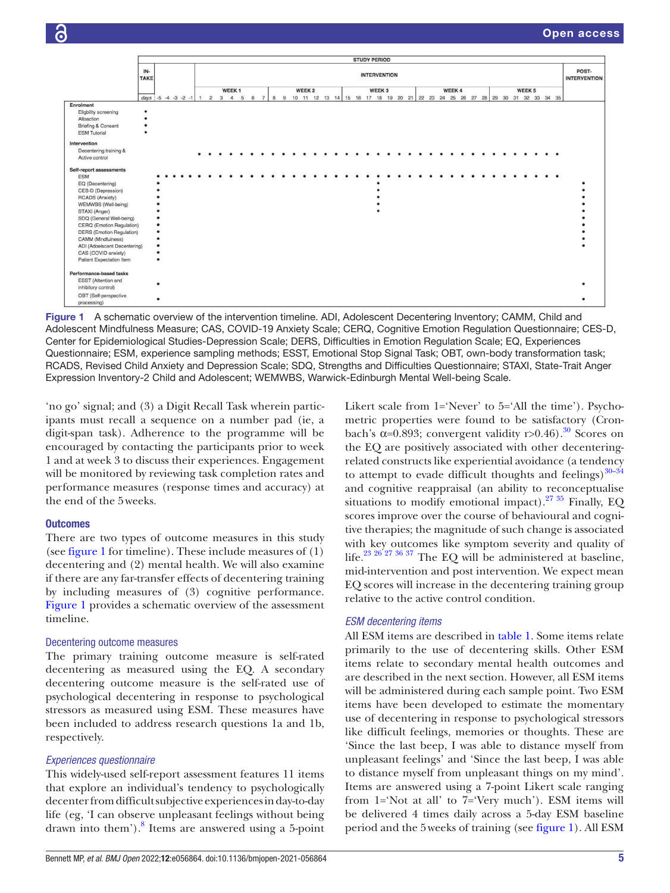Figure 1 A schematic overview of the intervention timeline. ADI, Adolescent Decentering Inventory; CAMM, Child and Adolescent Mindfulness Measure; CAS, COVID-19 Anxiety Scale; CERQ, Cognitive Emotion Regulation Questionnaire; CES-D, Center for Epidemiological Studies-Depression Scale; DERS, Difficulties in Emotion Regulation Scale; EQ, Experiences Questionnaire; ESM, experience sampling methods; ESST, Emotional Stop Signal Task; OBT, own-body transformation task; RCADS, Revised Child Anxiety and Depression Scale; SDQ, Strengths and Difficulties Questionnaire; STAXI, State-Trait Anger Expression Inventory-2 Child and Adolescent; WEMWBS, Warwick-Edinburgh Mental Well-being Scale.

'no go' signal; and (3) a Digit Recall Task wherein participants must recall a sequence on a number pad (ie, a digit-span task). Adherence to the programme will be encouraged by contacting the participants prior to week 1 and at week 3 to discuss their experiences. Engagement will be monitored by reviewing task completion rates and performance measures (response times and accuracy) at the end of the 5 weeks.

## Outcomes

There are two types of outcome measures in this study (see figure 1 for timeline). These include measures of (1) decentering and (2) mental health. We will also examine if there are any far-transfer effects of decentering training by including measures of (3) cognitive performance. Figure 1 provides a schematic overview of the assessment timeline.

### Decentering outcome measures

The primary training outcome measure is self-rated decentering as measured using the EQ. A secondary decentering outcome measure is the self-rated use of psychological decentering in response to psychological stressors as measured using ESM. These measures have been included to address research questions 1a and 1b, respectively.

#### *Experiences questionnaire*

This widely-used self-report assessment features 11 items that explore an individual's tendency to psychologically decenter from difficult subjective experiences in day-to-day life (eg, 'I can observe unpleasant feelings without being drawn into them').[8] Items are answered using a 5-point Likert scale from 1='Never' to 5='All the time'). Psychometric properties were found to be satisfactory (Cronbach's $\alpha$=0.893; convergent validity r>0.46).[30] Scores on the EQ are positively associated with other decentering-related constructs like experiential avoidance (a tendency to attempt to evade difficult thoughts and feelings)[30–34] and cognitive reappraisal (an ability to reconceptualise situations to modify emotional impact).[27 35] Finally, EQ scores improve over the course of behavioural and cognitive therapies; the magnitude of such change is associated with key outcomes like symptom severity and quality of life.[23 26 27 36 37] The EQ will be administered at baseline, mid-intervention and post intervention. We expect mean EQ scores will increase in the decentering training group relative to the active control condition.

#### *ESM decentering items*

All ESM items are described in table 1. Some items relate primarily to the use of decentering skills. Other ESM items relate to secondary mental health outcomes and are described in the next section. However, all ESM items will be administered during each sample point. Two ESM items have been developed to estimate the momentary use of decentering in response to psychological stressors like difficult feelings, memories or thoughts. These are 'Since the last beep, I was able to distance myself from unpleasant feelings' and 'Since the last beep, I was able to distance myself from unpleasant things on my mind'. Items are answered using a 7-point Likert scale ranging from 1='Not at all' to 7='Very much'). ESM items will be delivered 4 times daily across a 5-day ESM baseline period and the 5 weeks of training (see figure 1). All ESM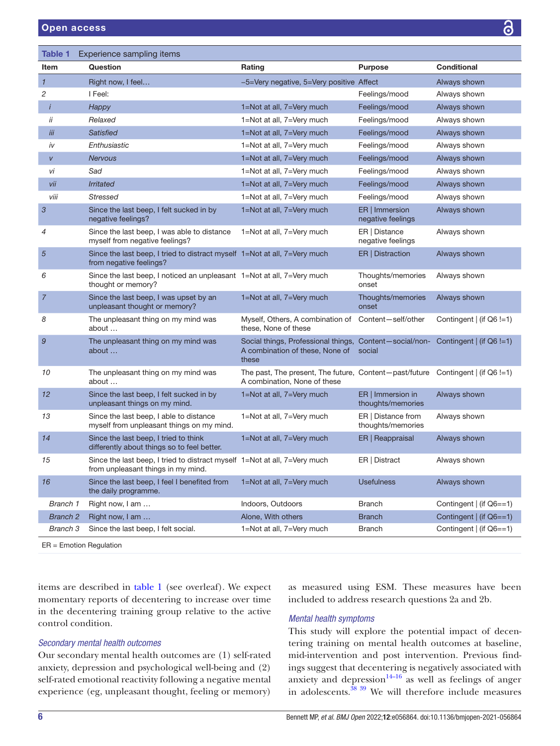**Table 1** Experience sampling items

| Item | Question | Rating | Purpose | Conditional |
|---|---|---|---|---|
| *1* | Right now, I feel… | −5=Very negative, 5=Very positive | Affect | Always shown |
| *2* | I Feel: | | Feelings/mood | Always shown |
| *i* | *Happy* | 1=Not at all, 7=Very much | Feelings/mood | Always shown |
| *ii* | *Relaxed* | 1=Not at all, 7=Very much | Feelings/mood | Always shown |
| *iii* | *Satisfied* | 1=Not at all, 7=Very much | Feelings/mood | Always shown |
| *iv* | *Enthusiastic* | 1=Not at all, 7=Very much | Feelings/mood | Always shown |
| *v* | *Nervous* | 1=Not at all, 7=Very much | Feelings/mood | Always shown |
| *vi* | *Sad* | 1=Not at all, 7=Very much | Feelings/mood | Always shown |
| *vii* | *Irritated* | 1=Not at all, 7=Very much | Feelings/mood | Always shown |
| *viii* | *Stressed* | 1=Not at all, 7=Very much | Feelings/mood | Always shown |
| *3* | Since the last beep, I felt sucked in by negative feelings? | 1=Not at all, 7=Very much | ER \| Immersion negative feelings | Always shown |
| *4* | Since the last beep, I was able to distance myself from negative feelings? | 1=Not at all, 7=Very much | ER \| Distance negative feelings | Always shown |
| *5* | Since the last beep, I tried to distract myself from negative feelings? | 1=Not at all, 7=Very much | ER \| Distraction | Always shown |
| *6* | Since the last beep, I noticed an unpleasant thought or memory? | 1=Not at all, 7=Very much | Thoughts/memories onset | Always shown |
| *7* | Since the last beep, I was upset by an unpleasant thought or memory? | 1=Not at all, 7=Very much | Thoughts/memories onset | Always shown |
| *8* | The unpleasant thing on my mind was about … | Myself, Others, A combination of these, None of these | Content—self/other | Contingent \| (if Q6 !=1) |
| *9* | The unpleasant thing on my mind was about … | Social things, Professional things, A combination of these, None of these | Content—social/non-social | Contingent \| (if Q6 !=1) |
| *10* | The unpleasant thing on my mind was about … | The past, The present, The future, A combination, None of these | Content—past/future | Contingent \| (if Q6 !=1) |
| *12* | Since the last beep, I felt sucked in by unpleasant things on my mind. | 1=Not at all, 7=Very much | ER \| Immersion in thoughts/memories | Always shown |
| *13* | Since the last beep, I able to distance myself from unpleasant things on my mind. | 1=Not at all, 7=Very much | ER \| Distance from thoughts/memories | Always shown |
| *14* | Since the last beep, I tried to think differently about things so to feel better. | 1=Not at all, 7=Very much | ER \| Reappraisal | Always shown |
| *15* | Since the last beep, I tried to distract myself from unpleasant things in my mind. | 1=Not at all, 7=Very much | ER \| Distract | Always shown |
| *16* | Since the last beep, I feel I benefited from the daily programme. | 1=Not at all, 7=Very much | Usefulness | Always shown |
| *Branch 1* | Right now, I am … | Indoors, Outdoors | Branch | Contingent \| (if Q6==1) |
| *Branch 2* | Right now, I am … | Alone, With others | Branch | Contingent \| (if Q6==1) |
| *Branch 3* | Since the last beep, I felt social. | 1=Not at all, 7=Very much | Branch | Contingent \| (if Q6==1) |

ER = Emotion Regulation

items are described in table 1 (see overleaf). We expect momentary reports of decentering to increase over time in the decentering training group relative to the active control condition.

### Secondary mental health outcomes

Our secondary mental health outcomes are (1) self-rated anxiety, depression and psychological well-being and (2) self-rated emotional reactivity following a negative mental experience (eg, unpleasant thought, feeling or memory) as measured using ESM. These measures have been included to address research questions 2a and 2b.

### Mental health symptoms

This study will explore the potential impact of decentering training on mental health outcomes at baseline, mid-intervention and post intervention. Previous findings suggest that decentering is negatively associated with anxiety and depression[14–16] as well as feelings of anger in adolescents.[38 39] We will therefore include measures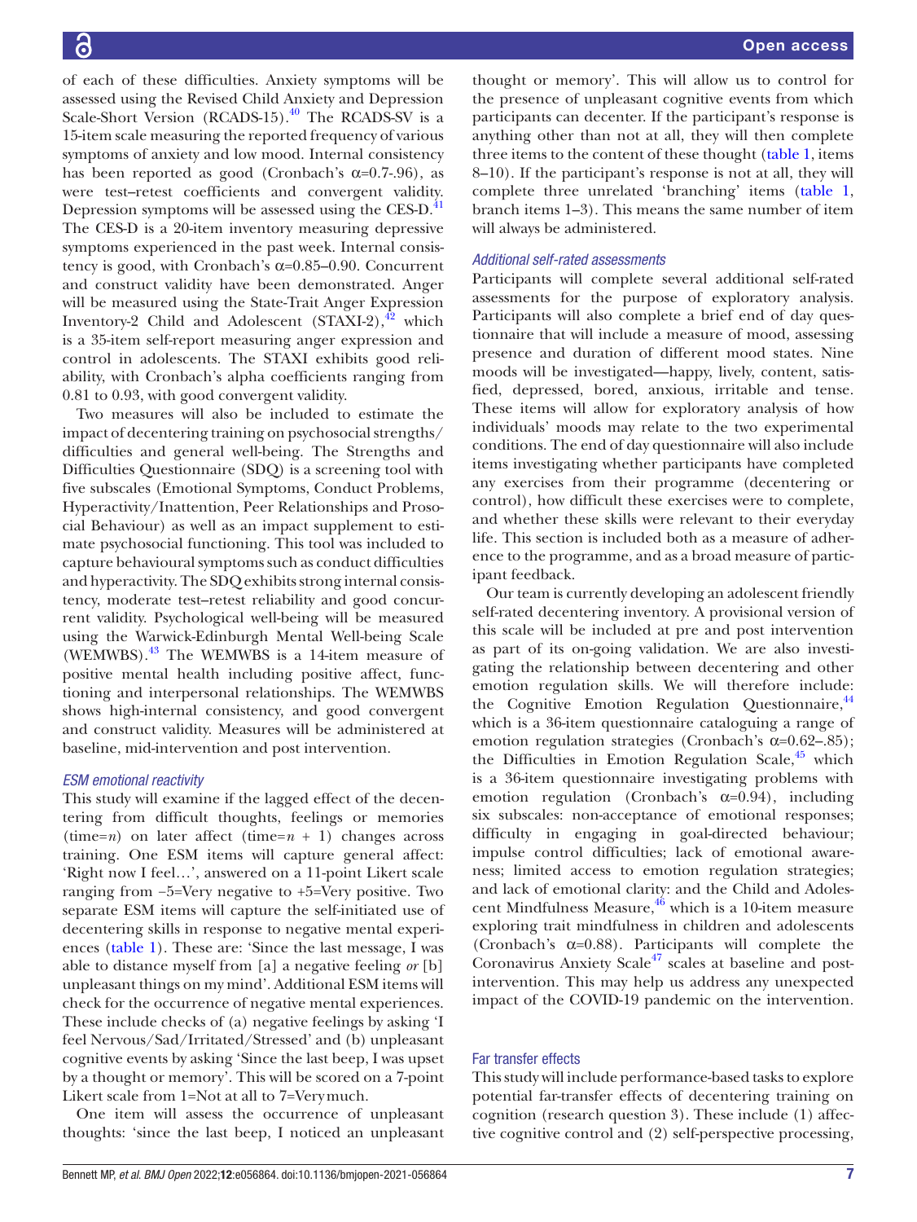of each of these difficulties. Anxiety symptoms will be assessed using the Revised Child Anxiety and Depression Scale-Short Version (RCADS-15).[40] The RCADS-SV is a 15-item scale measuring the reported frequency of various symptoms of anxiety and low mood. Internal consistency has been reported as good (Cronbach's α=0.7-.96), as were test–retest coefficients and convergent validity. Depression symptoms will be assessed using the CES-D.[41] The CES-D is a 20-item inventory measuring depressive symptoms experienced in the past week. Internal consistency is good, with Cronbach's α=0.85–0.90. Concurrent and construct validity have been demonstrated. Anger will be measured using the State-Trait Anger Expression Inventory-2 Child and Adolescent (STAXI-2),[42] which is a 35-item self-report measuring anger expression and control in adolescents. The STAXI exhibits good reliability, with Cronbach's alpha coefficients ranging from 0.81 to 0.93, with good convergent validity.

Two measures will also be included to estimate the impact of decentering training on psychosocial strengths/difficulties and general well-being. The Strengths and Difficulties Questionnaire (SDQ) is a screening tool with five subscales (Emotional Symptoms, Conduct Problems, Hyperactivity/Inattention, Peer Relationships and Prosocial Behaviour) as well as an impact supplement to estimate psychosocial functioning. This tool was included to capture behavioural symptoms such as conduct difficulties and hyperactivity. The SDQ exhibits strong internal consistency, moderate test–retest reliability and good concurrent validity. Psychological well-being will be measured using the Warwick-Edinburgh Mental Well-being Scale (WEMWBS).[43] The WEMWBS is a 14-item measure of positive mental health including positive affect, functioning and interpersonal relationships. The WEMWBS shows high-internal consistency, and good convergent and construct validity. Measures will be administered at baseline, mid-intervention and post intervention.

#### *ESM emotional reactivity*

This study will examine if the lagged effect of the decentering from difficult thoughts, feelings or memories (time=$n$) on later affect (time=$n+1$) changes across training. One ESM items will capture general affect: 'Right now I feel…', answered on a 11-point Likert scale ranging from −5=Very negative to +5=Very positive. Two separate ESM items will capture the self-initiated use of decentering skills in response to negative mental experiences (table 1). These are: 'Since the last message, I was able to distance myself from [a] a negative feeling *or* [b] unpleasant things on my mind'. Additional ESM items will check for the occurrence of negative mental experiences. These include checks of (a) negative feelings by asking 'I feel Nervous/Sad/Irritated/Stressed' and (b) unpleasant cognitive events by asking 'Since the last beep, I was upset by a thought or memory'. This will be scored on a 7-point Likert scale from 1=Not at all to 7=Very much.

One item will assess the occurrence of unpleasant thoughts: 'since the last beep, I noticed an unpleasant thought or memory'. This will allow us to control for the presence of unpleasant cognitive events from which participants can decenter. If the participant's response is anything other than not at all, they will then complete three items to the content of these thought (table 1, items 8–10). If the participant's response is not at all, they will complete three unrelated 'branching' items (table 1, branch items 1–3). This means the same number of item will always be administered.

#### *Additional self-rated assessments*

Participants will complete several additional self-rated assessments for the purpose of exploratory analysis. Participants will also complete a brief end of day questionnaire that will include a measure of mood, assessing presence and duration of different mood states. Nine moods will be investigated—happy, lively, content, satisfied, depressed, bored, anxious, irritable and tense. These items will allow for exploratory analysis of how individuals' moods may relate to the two experimental conditions. The end of day questionnaire will also include items investigating whether participants have completed any exercises from their programme (decentering or control), how difficult these exercises were to complete, and whether these skills were relevant to their everyday life. This section is included both as a measure of adherence to the programme, and as a broad measure of participant feedback.

Our team is currently developing an adolescent friendly self-rated decentering inventory. A provisional version of this scale will be included at pre and post intervention as part of its on-going validation. We are also investigating the relationship between decentering and other emotion regulation skills. We will therefore include: the Cognitive Emotion Regulation Questionnaire,[44] which is a 36-item questionnaire cataloguing a range of emotion regulation strategies (Cronbach's α=0.62–.85); the Difficulties in Emotion Regulation Scale,[45] which is a 36-item questionnaire investigating problems with emotion regulation (Cronbach's α=0.94), including six subscales: non-acceptance of emotional responses; difficulty in engaging in goal-directed behaviour; impulse control difficulties; lack of emotional awareness; limited access to emotion regulation strategies; and lack of emotional clarity: and the Child and Adolescent Mindfulness Measure,[46] which is a 10-item measure exploring trait mindfulness in children and adolescents (Cronbach's α=0.88). Participants will complete the Coronavirus Anxiety Scale[47] scales at baseline and post-intervention. This may help us address any unexpected impact of the COVID-19 pandemic on the intervention.

### Far transfer effects

This study will include performance-based tasks to explore potential far-transfer effects of decentering training on cognition (research question 3). These include (1) affective cognitive control and (2) self-perspective processing,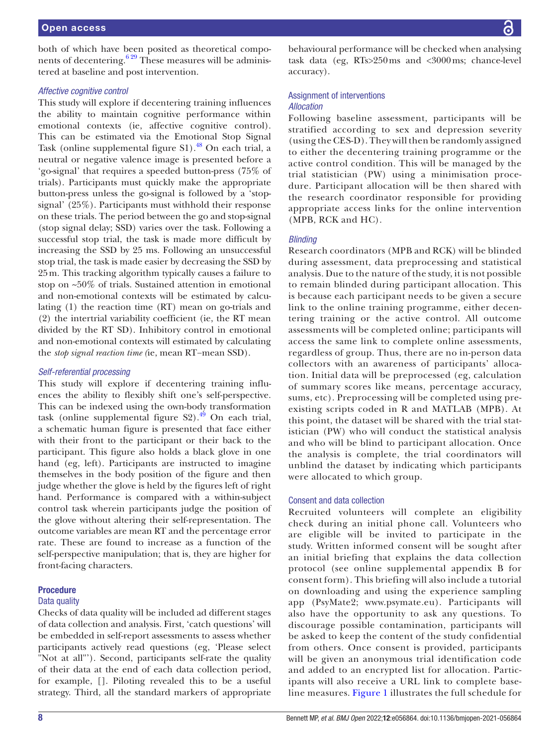both of which have been posited as theoretical components of decentering.[6 29] These measures will be administered at baseline and post intervention.

### Affective cognitive control

This study will explore if decentering training influences the ability to maintain cognitive performance within emotional contexts (ie, affective cognitive control). This can be estimated via the Emotional Stop Signal Task (online supplemental figure S1).[48] On each trial, a neutral or negative valence image is presented before a 'go-signal' that requires a speeded button-press (75% of trials). Participants must quickly make the appropriate button-press unless the go-signal is followed by a 'stop-signal' (25%). Participants must withhold their response on these trials. The period between the go and stop-signal (stop signal delay; SSD) varies over the task. Following a successful stop trial, the task is made more difficult by increasing the SSD by 25 ms. Following an unsuccessful stop trial, the task is made easier by decreasing the SSD by 25 m. This tracking algorithm typically causes a failure to stop on ~50% of trials. Sustained attention in emotional and non-emotional contexts will be estimated by calculating (1) the reaction time (RT) mean on go-trials and (2) the intertrial variability coefficient (ie, the RT mean divided by the RT SD). Inhibitory control in emotional and non-emotional contexts will estimated by calculating the *stop signal reaction time (*ie, mean RT–mean SSD).

### Self-referential processing

This study will explore if decentering training influences the ability to flexibly shift one's self-perspective. This can be indexed using the own-body transformation task (online supplemental figure S2).[49] On each trial, a schematic human figure is presented that face either with their front to the participant or their back to the participant. This figure also holds a black glove in one hand (eg, left). Participants are instructed to imagine themselves in the body position of the figure and then judge whether the glove is held by the figures left of right hand. Performance is compared with a within-subject control task wherein participants judge the position of the glove without altering their self-representation. The outcome variables are mean RT and the percentage error rate. These are found to increase as a function of the self-perspective manipulation; that is, they are higher for front-facing characters.

## Procedure

### Data quality

Checks of data quality will be included ad different stages of data collection and analysis. First, 'catch questions' will be embedded in self-report assessments to assess whether participants actively read questions (eg, 'Please select "Not at all"'). Second, participants self-rate the quality of their data at the end of each data collection period, for example, []. Piloting revealed this to be a useful strategy. Third, all the standard markers of appropriate behavioural performance will be checked when analysing task data (eg, RTs>250 ms and <3000 ms; chance-level accuracy).

### Assignment of interventions

#### Allocation

Following baseline assessment, participants will be stratified according to sex and depression severity (using the CES-D). They will then be randomly assigned to either the decentering training programme or the active control condition. This will be managed by the trial statistician (PW) using a minimisation procedure. Participant allocation will be then shared with the research coordinator responsible for providing appropriate access links for the online intervention (MPB, RCK and HC).

#### Blinding

Research coordinators (MPB and RCK) will be blinded during assessment, data preprocessing and statistical analysis. Due to the nature of the study, it is not possible to remain blinded during participant allocation. This is because each participant needs to be given a secure link to the online training programme, either decentering training or the active control. All outcome assessments will be completed online; participants will access the same link to complete online assessments, regardless of group. Thus, there are no in-person data collectors with an awareness of participants' allocation. Initial data will be preprocessed (eg, calculation of summary scores like means, percentage accuracy, sums, etc). Preprocessing will be completed using pre-existing scripts coded in R and MATLAB (MPB). At this point, the dataset will be shared with the trial statistician (PW) who will conduct the statistical analysis and who will be blind to participant allocation. Once the analysis is complete, the trial coordinators will unblind the dataset by indicating which participants were allocated to which group.

### Consent and data collection

Recruited volunteers will complete an eligibility check during an initial phone call. Volunteers who are eligible will be invited to participate in the study. Written informed consent will be sought after an initial briefing that explains the data collection protocol (see online supplemental appendix B for consent form). This briefing will also include a tutorial on downloading and using the experience sampling app (PsyMate2; www.psymate.eu). Participants will also have the opportunity to ask any questions. To discourage possible contamination, participants will be asked to keep the content of the study confidential from others. Once consent is provided, participants will be given an anonymous trial identification code and added to an encrypted list for allocation. Participants will also receive a URL link to complete baseline measures. Figure 1 illustrates the full schedule for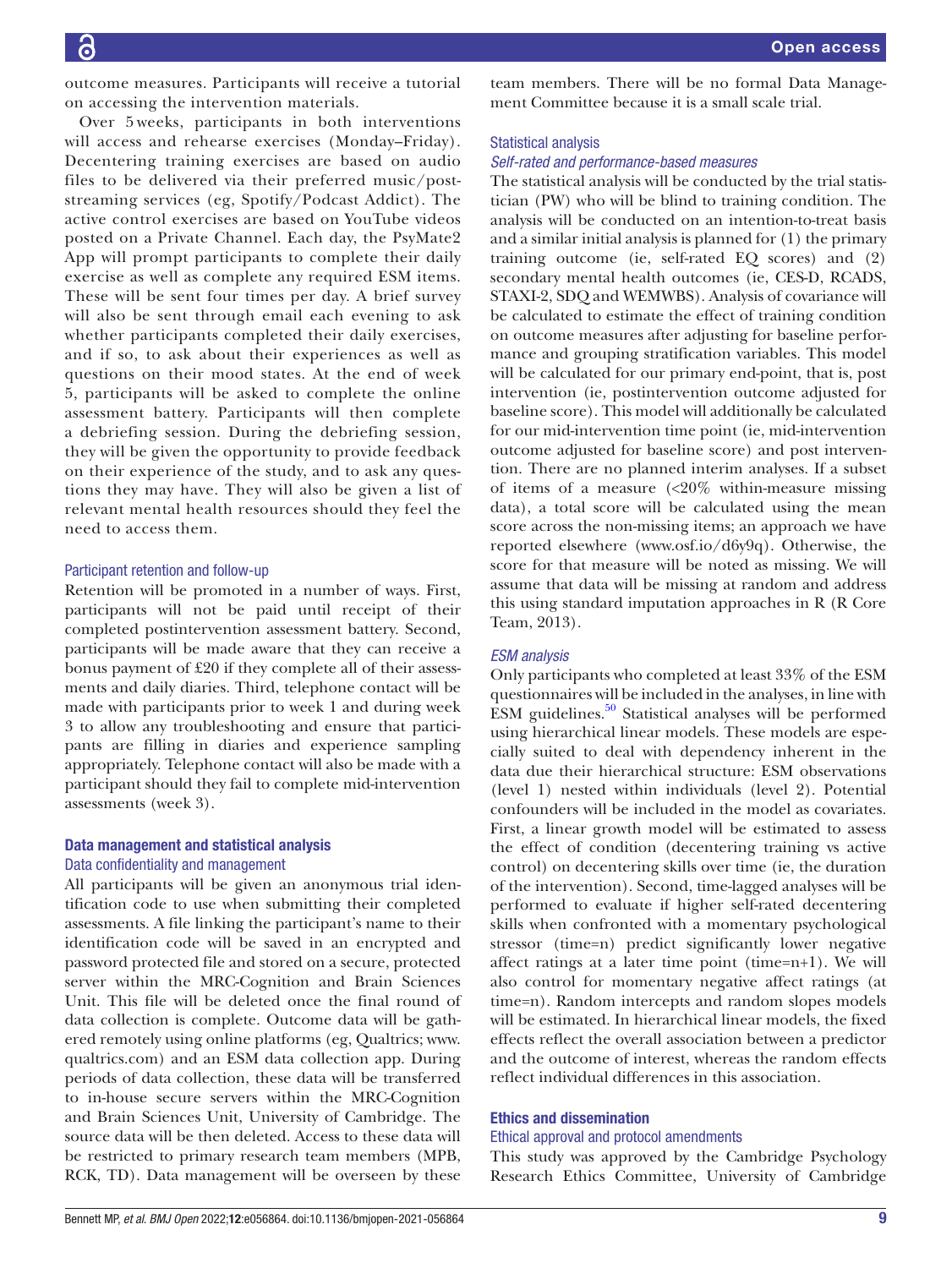outcome measures. Participants will receive a tutorial on accessing the intervention materials.

Over 5 weeks, participants in both interventions will access and rehearse exercises (Monday–Friday). Decentering training exercises are based on audio files to be delivered via their preferred music/post-streaming services (eg, Spotify/Podcast Addict). The active control exercises are based on YouTube videos posted on a Private Channel. Each day, the PsyMate2 App will prompt participants to complete their daily exercise as well as complete any required ESM items. These will be sent four times per day. A brief survey will also be sent through email each evening to ask whether participants completed their daily exercises, and if so, to ask about their experiences as well as questions on their mood states. At the end of week 5, participants will be asked to complete the online assessment battery. Participants will then complete a debriefing session. During the debriefing session, they will be given the opportunity to provide feedback on their experience of the study, and to ask any questions they may have. They will also be given a list of relevant mental health resources should they feel the need to access them.

### Participant retention and follow-up

Retention will be promoted in a number of ways. First, participants will not be paid until receipt of their completed postintervention assessment battery. Second, participants will be made aware that they can receive a bonus payment of £20 if they complete all of their assessments and daily diaries. Third, telephone contact will be made with participants prior to week 1 and during week 3 to allow any troubleshooting and ensure that participants are filling in diaries and experience sampling appropriately. Telephone contact will also be made with a participant should they fail to complete mid-intervention assessments (week 3).

## Data management and statistical analysis

### Data confidentiality and management

All participants will be given an anonymous trial identification code to use when submitting their completed assessments. A file linking the participant's name to their identification code will be saved in an encrypted and password protected file and stored on a secure, protected server within the MRC-Cognition and Brain Sciences Unit. This file will be deleted once the final round of data collection is complete. Outcome data will be gathered remotely using online platforms (eg, Qualtrics; www.qualtrics.com) and an ESM data collection app. During periods of data collection, these data will be transferred to in-house secure servers within the MRC-Cognition and Brain Sciences Unit, University of Cambridge. The source data will be then deleted. Access to these data will be restricted to primary research team members (MPB, RCK, TD). Data management will be overseen by these team members. There will be no formal Data Management Committee because it is a small scale trial.

### Statistical analysis

#### *Self-rated and performance-based measures*

The statistical analysis will be conducted by the trial statistician (PW) who will be blind to training condition. The analysis will be conducted on an intention-to-treat basis and a similar initial analysis is planned for (1) the primary training outcome (ie, self-rated EQ scores) and (2) secondary mental health outcomes (ie, CES-D, RCADS, STAXI-2, SDQ and WEMWBS). Analysis of covariance will be calculated to estimate the effect of training condition on outcome measures after adjusting for baseline performance and grouping stratification variables. This model will be calculated for our primary end-point, that is, post intervention (ie, postintervention outcome adjusted for baseline score). This model will additionally be calculated for our mid-intervention time point (ie, mid-intervention outcome adjusted for baseline score) and post intervention. There are no planned interim analyses. If a subset of items of a measure (<20% within-measure missing data), a total score will be calculated using the mean score across the non-missing items; an approach we have reported elsewhere (www.osf.io/d6y9q). Otherwise, the score for that measure will be noted as missing. We will assume that data will be missing at random and address this using standard imputation approaches in R (R Core Team, 2013).

#### *ESM analysis*

Only participants who completed at least 33% of the ESM questionnaires will be included in the analyses, in line with ESM guidelines.[50] Statistical analyses will be performed using hierarchical linear models. These models are especially suited to deal with dependency inherent in the data due their hierarchical structure: ESM observations (level 1) nested within individuals (level 2). Potential confounders will be included in the model as covariates. First, a linear growth model will be estimated to assess the effect of condition (decentering training vs active control) on decentering skills over time (ie, the duration of the intervention). Second, time-lagged analyses will be performed to evaluate if higher self-rated decentering skills when confronted with a momentary psychological stressor (time=n) predict significantly lower negative affect ratings at a later time point (time=n+1). We will also control for momentary negative affect ratings (at time=n). Random intercepts and random slopes models will be estimated. In hierarchical linear models, the fixed effects reflect the overall association between a predictor and the outcome of interest, whereas the random effects reflect individual differences in this association.

## Ethics and dissemination

### Ethical approval and protocol amendments

This study was approved by the Cambridge Psychology Research Ethics Committee, University of Cambridge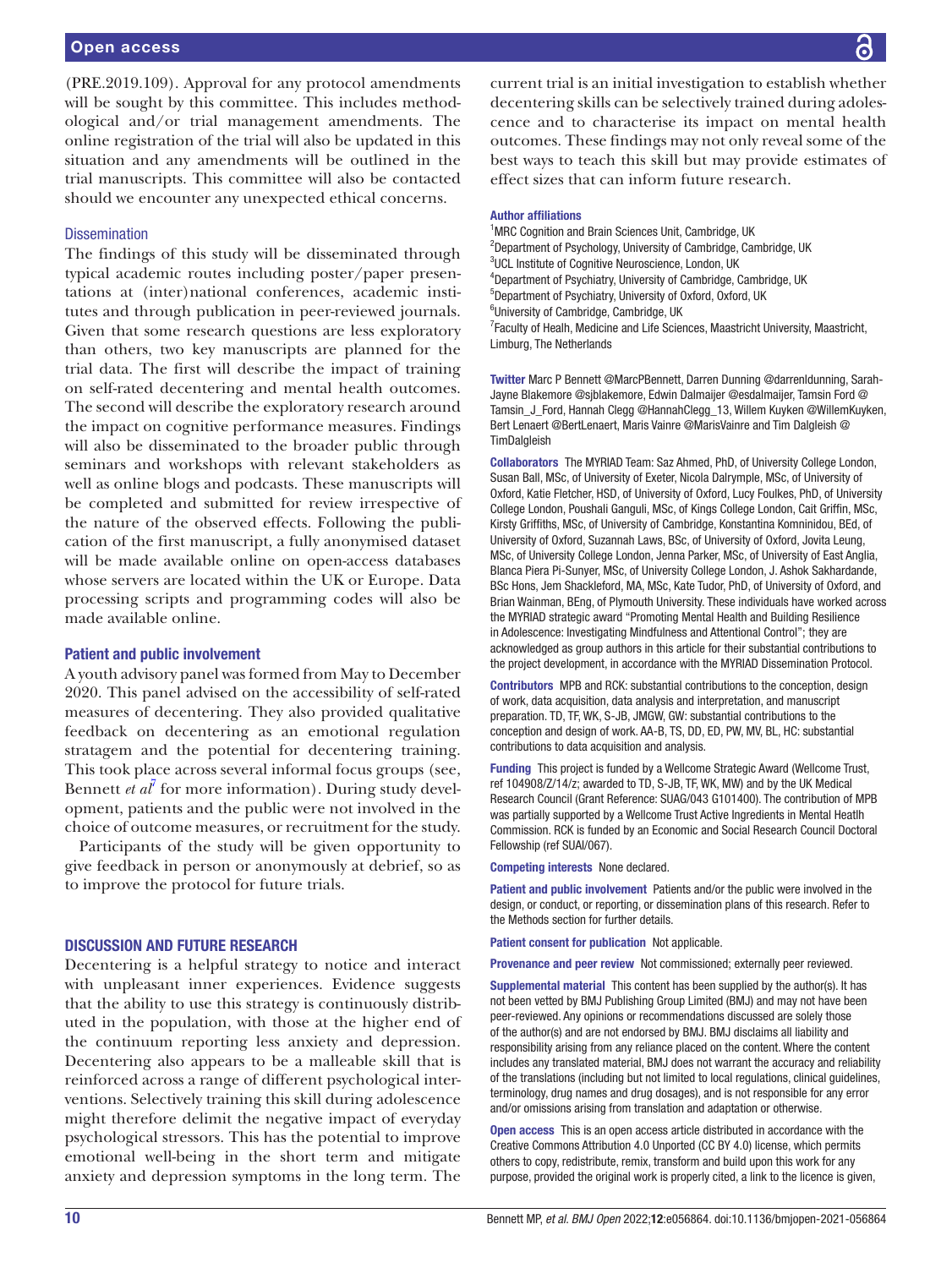(PRE.2019.109). Approval for any protocol amendments will be sought by this committee. This includes methodological and/or trial management amendments. The online registration of the trial will also be updated in this situation and any amendments will be outlined in the trial manuscripts. This committee will also be contacted should we encounter any unexpected ethical concerns.

### Dissemination

The findings of this study will be disseminated through typical academic routes including poster/paper presentations at (inter)national conferences, academic institutes and through publication in peer-reviewed journals. Given that some research questions are less exploratory than others, two key manuscripts are planned for the trial data. The first will describe the impact of training on self-rated decentering and mental health outcomes. The second will describe the exploratory research around the impact on cognitive performance measures. Findings will also be disseminated to the broader public through seminars and workshops with relevant stakeholders as well as online blogs and podcasts. These manuscripts will be completed and submitted for review irrespective of the nature of the observed effects. Following the publication of the first manuscript, a fully anonymised dataset will be made available online on open-access databases whose servers are located within the UK or Europe. Data processing scripts and programming codes will also be made available online.

### Patient and public involvement

A youth advisory panel was formed from May to December 2020. This panel advised on the accessibility of self-rated measures of decentering. They also provided qualitative feedback on decentering as an emotional regulation stratagem and the potential for decentering training. This took place across several informal focus groups (see, Bennett *et al*[7] for more information). During study development, patients and the public were not involved in the choice of outcome measures, or recruitment for the study.

Participants of the study will be given opportunity to give feedback in person or anonymously at debrief, so as to improve the protocol for future trials.

## DISCUSSION AND FUTURE RESEARCH

Decentering is a helpful strategy to notice and interact with unpleasant inner experiences. Evidence suggests that the ability to use this strategy is continuously distributed in the population, with those at the higher end of the continuum reporting less anxiety and depression. Decentering also appears to be a malleable skill that is reinforced across a range of different psychological interventions. Selectively training this skill during adolescence might therefore delimit the negative impact of everyday psychological stressors. This has the potential to improve emotional well-being in the short term and mitigate anxiety and depression symptoms in the long term. The current trial is an initial investigation to establish whether decentering skills can be selectively trained during adolescence and to characterise its impact on mental health outcomes. These findings may not only reveal some of the best ways to teach this skill but may provide estimates of effect sizes that can inform future research.

**Author affiliations**

[1]MRC Cognition and Brain Sciences Unit, Cambridge, UK
[2]Department of Psychology, University of Cambridge, Cambridge, UK
[3]UCL Institute of Cognitive Neuroscience, London, UK
[4]Department of Psychiatry, University of Cambridge, Cambridge, UK
[5]Department of Psychiatry, University of Oxford, Oxford, UK
[6]University of Cambridge, Cambridge, UK
[7]Faculty of Healh, Medicine and Life Sciences, Maastricht University, Maastricht, Limburg, The Netherlands

**Twitter** Marc P Bennett @MarcPBennett, Darren Dunning @darrenldunning, Sarah-Jayne Blakemore @sjblakemore, Edwin Dalmaijer @esdalmaijer, Tamsin Ford @Tamsin_J_Ford, Hannah Clegg @HannahClegg_13, Willem Kuyken @WillemKuyken, Bert Lenaert @BertLenaert, Maris Vainre @MarisVainre and Tim Dalgleish @TimDalgleish

**Collaborators** The MYRIAD Team: Saz Ahmed, PhD, of University College London, Susan Ball, MSc, of University of Exeter, Nicola Dalrymple, MSc, of University of Oxford, Katie Fletcher, HSD, of University of Oxford, Lucy Foulkes, PhD, of University College London, Poushali Ganguli, MSc, of Kings College London, Cait Griffin, MSc, Kirsty Griffiths, MSc, of University of Cambridge, Konstantina Komninidou, BEd, of University of Oxford, Suzannah Laws, BSc, of University of Oxford, Jovita Leung, MSc, of University College London, Jenna Parker, MSc, of University of East Anglia, Blanca Piera Pi-Sunyer, MSc, of University College London, J. Ashok Sakhardande, BSc Hons, Jem Shackleford, MA, MSc, Kate Tudor, PhD, of University of Oxford, and Brian Wainman, BEng, of Plymouth University. These individuals have worked across the MYRIAD strategic award "Promoting Mental Health and Building Resilience in Adolescence: Investigating Mindfulness and Attentional Control"; they are acknowledged as group authors in this article for their substantial contributions to the project development, in accordance with the MYRIAD Dissemination Protocol.

**Contributors** MPB and RCK: substantial contributions to the conception, design of work, data acquisition, data analysis and interpretation, and manuscript preparation. TD, TF, WK, S-JB, JMGW, GW: substantial contributions to the conception and design of work. AA-B, TS, DD, ED, PW, MV, BL, HC: substantial contributions to data acquisition and analysis.

**Funding** This project is funded by a Wellcome Strategic Award (Wellcome Trust, ref 104908/Z/14/z; awarded to TD, S-JB, TF, WK, MW) and by the UK Medical Research Council (Grant Reference: SUAG/043 G101400). The contribution of MPB was partially supported by a Wellcome Trust Active Ingredients in Mental Heatlh Commission. RCK is funded by an Economic and Social Research Council Doctoral Fellowship (ref SUAI/067).

**Competing interests** None declared.

**Patient and public involvement** Patients and/or the public were involved in the design, or conduct, or reporting, or dissemination plans of this research. Refer to the Methods section for further details.

**Patient consent for publication** Not applicable.

**Provenance and peer review** Not commissioned; externally peer reviewed.

**Supplemental material** This content has been supplied by the author(s). It has not been vetted by BMJ Publishing Group Limited (BMJ) and may not have been peer-reviewed. Any opinions or recommendations discussed are solely those of the author(s) and are not endorsed by BMJ. BMJ disclaims all liability and responsibility arising from any reliance placed on the content. Where the content includes any translated material, BMJ does not warrant the accuracy and reliability of the translations (including but not limited to local regulations, clinical guidelines, terminology, drug names and drug dosages), and is not responsible for any error and/or omissions arising from translation and adaptation or otherwise.

**Open access** This is an open access article distributed in accordance with the Creative Commons Attribution 4.0 Unported (CC BY 4.0) license, which permits others to copy, redistribute, remix, transform and build upon this work for any purpose, provided the original work is properly cited, a link to the licence is given,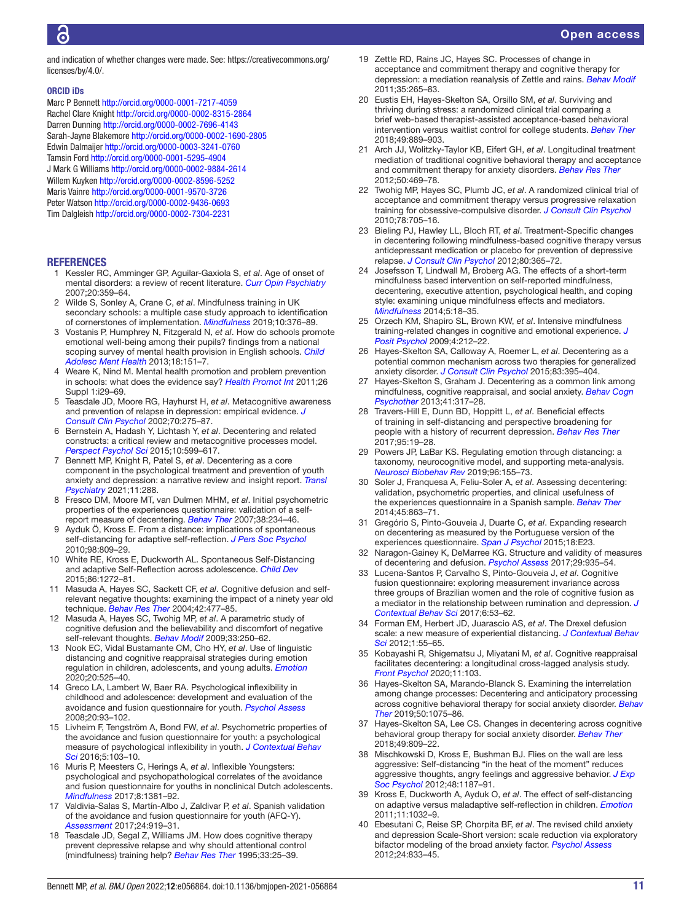and indication of whether changes were made. See: https://creativecommons.org/licenses/by/4.0/.

### ORCID iDs

Marc P Bennett http://orcid.org/0000-0001-7217-4059
Rachel Clare Knight http://orcid.org/0000-0002-8315-2864
Darren Dunning http://orcid.org/0000-0002-7696-4143
Sarah-Jayne Blakemore http://orcid.org/0000-0002-1690-2805
Edwin Dalmaijer http://orcid.org/0000-0003-3241-0760
Tamsin Ford http://orcid.org/0000-0001-5295-4904
J Mark G Williams http://orcid.org/0000-0002-9884-2614
Willem Kuyken http://orcid.org/0000-0002-8596-5252
Maris Vainre http://orcid.org/0000-0001-9570-3726
Peter Watson http://orcid.org/0000-0002-9436-0693
Tim Dalgleish http://orcid.org/0000-0002-7304-2231

## REFERENCES

1. Kessler RC, Amminger GP, Aguilar-Gaxiola S, *et al*. Age of onset of mental disorders: a review of recent literature. *Curr Opin Psychiatry* 2007;20:359–64.
2. Wilde S, Sonley A, Crane C, *et al*. Mindfulness training in UK secondary schools: a multiple case study approach to identification of cornerstones of implementation. *Mindfulness* 2019;10:376–89.
3. Vostanis P, Humphrey N, Fitzgerald N, *et al*. How do schools promote emotional well-being among their pupils? findings from a national scoping survey of mental health provision in English schools. *Child Adolesc Ment Health* 2013;18:151–7.
4. Weare K, Nind M. Mental health promotion and problem prevention in schools: what does the evidence say? *Health Promot Int* 2011;26 Suppl 1:i29–69.
5. Teasdale JD, Moore RG, Hayhurst H, *et al*. Metacognitive awareness and prevention of relapse in depression: empirical evidence. *J Consult Clin Psychol* 2002;70:275–87.
6. Bernstein A, Hadash Y, Lichtash Y, *et al*. Decentering and related constructs: a critical review and metacognitive processes model. *Perspect Psychol Sci* 2015;10:599–617.
7. Bennett MP, Knight R, Patel S, *et al*. Decentering as a core component in the psychological treatment and prevention of youth anxiety and depression: a narrative review and insight report. *Transl Psychiatry* 2021;11:288.
8. Fresco DM, Moore MT, van Dulmen MHM, *et al*. Initial psychometric properties of the experiences questionnaire: validation of a self-report measure of decentering. *Behav Ther* 2007;38:234–46.
9. Ayduk Ö, Kross E. From a distance: implications of spontaneous self-distancing for adaptive self-reflection. *J Pers Soc Psychol* 2010;98:809–29.
10. White RE, Kross E, Duckworth AL. Spontaneous Self-Distancing and adaptive Self-Reflection across adolescence. *Child Dev* 2015;86:1272–81.
11. Masuda A, Hayes SC, Sackett CF, *et al*. Cognitive defusion and self-relevant negative thoughts: examining the impact of a ninety year old technique. *Behav Res Ther* 2004;42:477–85.
12. Masuda A, Hayes SC, Twohig MP, *et al*. A parametric study of cognitive defusion and the believability and discomfort of negative self-relevant thoughts. *Behav Modif* 2009;33:250–62.
13. Nook EC, Vidal Bustamante CM, Cho HY, *et al*. Use of linguistic distancing and cognitive reappraisal strategies during emotion regulation in children, adolescents, and young adults. *Emotion* 2020;20:525–40.
14. Greco LA, Lambert W, Baer RA. Psychological inflexibility in childhood and adolescence: development and evaluation of the avoidance and fusion questionnaire for youth. *Psychol Assess* 2008;20:93–102.
15. Livheim F, Tengström A, Bond FW, *et al*. Psychometric properties of the avoidance and fusion questionnaire for youth: a psychological measure of psychological inflexibility in youth. *J Contextual Behav Sci* 2016;5:103–10.
16. Muris P, Meesters C, Herings A, *et al*. Inflexible Youngsters: psychological and psychopathological correlates of the avoidance and fusion questionnaire for youths in nonclinical Dutch adolescents. *Mindfulness* 2017;8:1381–92.
17. Valdivia-Salas S, Martín-Albo J, Zaldivar P, *et al*. Spanish validation of the avoidance and fusion questionnaire for youth (AFQ-Y). *Assessment* 2017;24:919–31.
18. Teasdale JD, Segal Z, Williams JM. How does cognitive therapy prevent depressive relapse and why should attentional control (mindfulness) training help? *Behav Res Ther* 1995;33:25–39.
19. Zettle RD, Rains JC, Hayes SC. Processes of change in acceptance and commitment therapy and cognitive therapy for depression: a mediation reanalysis of Zettle and rains. *Behav Modif* 2011;35:265–83.
20. Eustis EH, Hayes-Skelton SA, Orsillo SM, *et al*. Surviving and thriving during stress: a randomized clinical trial comparing a brief web-based therapist-assisted acceptance-based behavioral intervention versus waitlist control for college students. *Behav Ther* 2018;49:889–903.
21. Arch JJ, Wolitzky-Taylor KB, Eifert GH, *et al*. Longitudinal treatment mediation of traditional cognitive behavioral therapy and acceptance and commitment therapy for anxiety disorders. *Behav Res Ther* 2012;50:469–78.
22. Twohig MP, Hayes SC, Plumb JC, *et al*. A randomized clinical trial of acceptance and commitment therapy versus progressive relaxation training for obsessive-compulsive disorder. *J Consult Clin Psychol* 2010;78:705–16.
23. Bieling PJ, Hawley LL, Bloch RT, *et al*. Treatment-Specific changes in decentering following mindfulness-based cognitive therapy versus antidepressant medication or placebo for prevention of depressive relapse. *J Consult Clin Psychol* 2012;80:365–72.
24. Josefsson T, Lindwall M, Broberg AG. The effects of a short-term mindfulness based intervention on self-reported mindfulness, decentering, executive attention, psychological health, and coping style: examining unique mindfulness effects and mediators. *Mindfulness* 2014;5:18–35.
25. Orzech KM, Shapiro SL, Brown KW, *et al*. Intensive mindfulness training-related changes in cognitive and emotional experience. *J Posit Psychol* 2009;4:212–22.
26. Hayes-Skelton SA, Calloway A, Roemer L, *et al*. Decentering as a potential common mechanism across two therapies for generalized anxiety disorder. *J Consult Clin Psychol* 2015;83:395–404.
27. Hayes-Skelton S, Graham J. Decentering as a common link among mindfulness, cognitive reappraisal, and social anxiety. *Behav Cogn Psychother* 2013;41:317–28.
28. Travers-Hill E, Dunn BD, Hoppitt L, *et al*. Beneficial effects of training in self-distancing and perspective broadening for people with a history of recurrent depression. *Behav Res Ther* 2017;95:19–28.
29. Powers JP, LaBar KS. Regulating emotion through distancing: a taxonomy, neurocognitive model, and supporting meta-analysis. *Neurosci Biobehav Rev* 2019;96:155–73.
30. Soler J, Franquesa A, Feliu-Soler A, *et al*. Assessing decentering: validation, psychometric properties, and clinical usefulness of the experiences questionnaire in a Spanish sample. *Behav Ther* 2014;45:863–71.
31. Gregório S, Pinto-Gouveia J, Duarte C, *et al*. Expanding research on decentering as measured by the Portuguese version of the experiences questionnaire. *Span J Psychol* 2015;18:E23.
32. Naragon-Gainey K, DeMarree KG. Structure and validity of measures of decentering and defusion. *Psychol Assess* 2017;29:935–54.
33. Lucena-Santos P, Carvalho S, Pinto-Gouveia J, *et al*. Cognitive fusion questionnaire: exploring measurement invariance across three groups of Brazilian women and the role of cognitive fusion as a mediator in the relationship between rumination and depression. *J Contextual Behav Sci* 2017;6:53–62.
34. Forman EM, Herbert JD, Juarascio AS, *et al*. The Drexel defusion scale: a new measure of experiential distancing. *J Contextual Behav Sci* 2012;1:55–65.
35. Kobayashi R, Shigematsu J, Miyatani M, *et al*. Cognitive reappraisal facilitates decentering: a longitudinal cross-lagged analysis study. *Front Psychol* 2020;11:103.
36. Hayes-Skelton SA, Marando-Blanck S. Examining the interrelation among change processes: Decentering and anticipatory processing across cognitive behavioral therapy for social anxiety disorder. *Behav Ther* 2019;50:1075–86.
37. Hayes-Skelton SA, Lee CS. Changes in decentering across cognitive behavioral group therapy for social anxiety disorder. *Behav Ther* 2018;49:809–22.
38. Mischkowski D, Kross E, Bushman BJ. Flies on the wall are less aggressive: Self-distancing "in the heat of the moment" reduces aggressive thoughts, angry feelings and aggressive behavior. *J Exp Soc Psychol* 2012;48:1187–91.
39. Kross E, Duckworth A, Ayduk O, *et al*. The effect of self-distancing on adaptive versus maladaptive self-reflection in children. *Emotion* 2011;11:1032–9.
40. Ebesutani C, Reise SP, Chorpita BF, *et al*. The revised child anxiety and depression Scale-Short version: scale reduction via exploratory bifactor modeling of the broad anxiety factor. *Psychol Assess* 2012;24:833–45.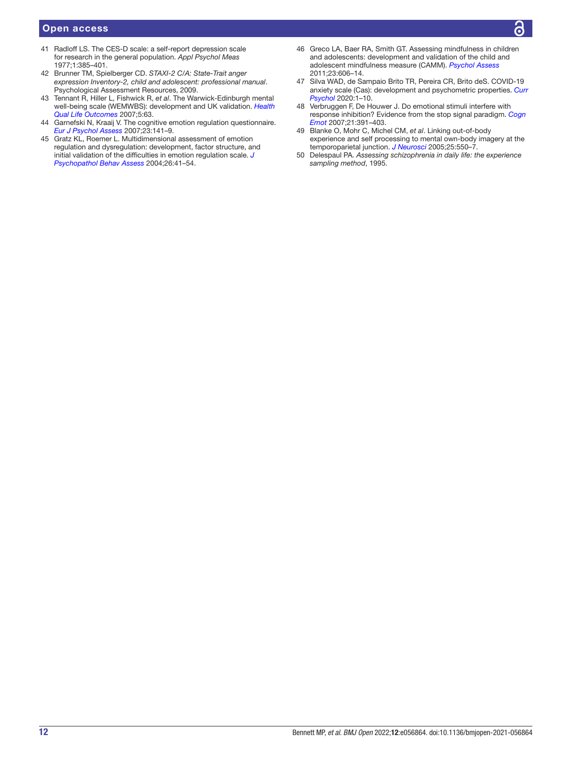41 Radloff LS. The CES-D scale: a self-report depression scale for research in the general population. *Appl Psychol Meas* 1977;1:385–401.

42 Brunner TM, Spielberger CD. *STAXI-2 C/A: State-Trait anger expression Inventory-2, child and adolescent: professional manual*. Psychological Assessment Resources, 2009.

43 Tennant R, Hiller L, Fishwick R, *et al*. The Warwick-Edinburgh mental well-being scale (WEMWBS): development and UK validation. *Health Qual Life Outcomes* 2007;5:63.

44 Garnefski N, Kraaij V. The cognitive emotion regulation questionnaire. *Eur J Psychol Assess* 2007;23:141–9.

45 Gratz KL, Roemer L. Multidimensional assessment of emotion regulation and dysregulation: development, factor structure, and initial validation of the difficulties in emotion regulation scale. *J Psychopathol Behav Assess* 2004;26:41–54.

46 Greco LA, Baer RA, Smith GT. Assessing mindfulness in children and adolescents: development and validation of the child and adolescent mindfulness measure (CAMM). *Psychol Assess* 2011;23:606–14.

47 Silva WAD, de Sampaio Brito TR, Pereira CR, Brito deS. COVID-19 anxiety scale (Cas): development and psychometric properties. *Curr Psychol* 2020:1–10.

48 Verbruggen F, De Houwer J. Do emotional stimuli interfere with response inhibition? Evidence from the stop signal paradigm. *Cogn Emot* 2007;21:391–403.

49 Blanke O, Mohr C, Michel CM, *et al*. Linking out-of-body experience and self processing to mental own-body imagery at the temporoparietal junction. *J Neurosci* 2005;25:550–7.

50 Delespaul PA. *Assessing schizophrenia in daily life: the experience sampling method*, 1995.